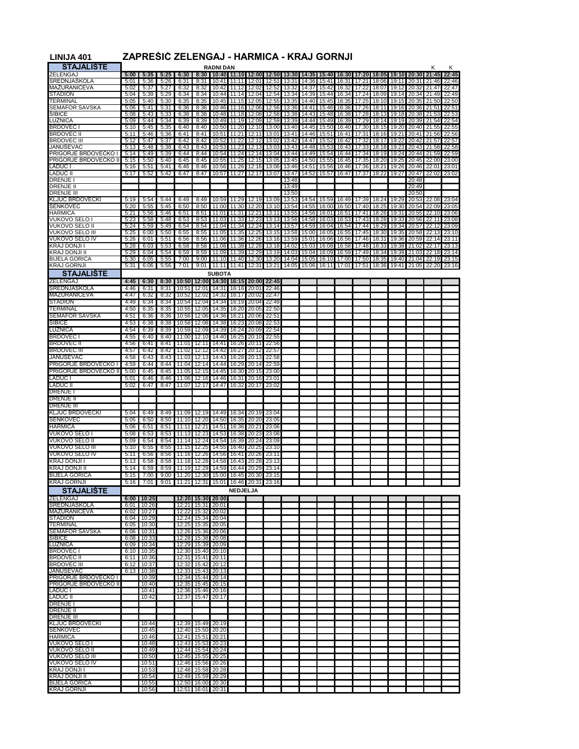# LINIJA 401 ZAPREŠIĆ ZELENGAJ - HARMICA - KRAJ GORNJI

| STAJALIŠTE | RADNI DAN | | | | | | | | | | | | | | | | | K | K |
|---|---|---|---|---|---|---|---|---|---|---|---|---|---|---|---|---|---|---|---|
| ZELENGAJ | 5:00 | 5:35 | 5:25 | 6:30 | 8:30 | 10:40 | 11:10 | 12:00 | 12:50 | 13:30 | 14:35 | 15:40 | 16:30 | 17:20 | 18:05 | 19:10 | 20:30 | 21:45 | 22:45 |
| SREDNJAŠKOLA | 5:01 | 5:36 | 5:26 | 6:31 | 8:31 | 10:41 | 11:11 | 12:01 | 12:51 | 13:31 | 14:36 | 15:41 | 16:31 | 17:21 | 18:06 | 19:11 | 20:31 | 21:46 | 22:46 |
| MAŽURANIĆEVA | 5:02 | 5:37 | 5:27 | 6:32 | 8:32 | 10:42 | 11:12 | 12:02 | 12:52 | 13:32 | 14:37 | 15:42 | 16:32 | 17:22 | 18:07 | 19:12 | 20:32 | 21:47 | 22:47 |
| STADION | 5:04 | 5:39 | 5:29 | 6:34 | 8:34 | 10:44 | 11:14 | 12:04 | 12:54 | 13:34 | 14:39 | 15:44 | 16:34 | 17:24 | 18:09 | 19:14 | 20:34 | 21:49 | 22:49 |
| TERMINAL | 5:05 | 5:40 | 5:30 | 6:35 | 8:35 | 10:45 | 11:15 | 12:05 | 12:55 | 13:35 | 14:40 | 15:45 | 16:35 | 17:25 | 18:10 | 19:15 | 20:35 | 21:50 | 22:50 |
| SEMAFOR SAVSKA | 5:06 | 5:41 | 5:31 | 6:36 | 8:36 | 10:46 | 11:16 | 12:06 | 12:56 | 13:36 | 14:41 | 15:46 | 16:36 | 17:26 | 18:11 | 19:16 | 20:36 | 21:51 | 22:51 |
| ŠIBICE | 5:08 | 5:43 | 5:33 | 6:38 | 8:38 | 10:48 | 11:18 | 12:08 | 12:58 | 13:38 | 14:43 | 15:48 | 16:38 | 17:28 | 18:13 | 19:18 | 20:38 | 21:53 | 22:53 |
| LUŽNICA | 5:09 | 5:44 | 5:34 | 6:39 | 8:39 | 10:49 | 11:19 | 12:09 | 12:59 | 13:39 | 14:44 | 15:49 | 16:39 | 17:29 | 18:14 | 19:19 | 20:39 | 21:54 | 22:54 |
| BRDOVEC I | 5:10 | 5:45 | 5:35 | 6:40 | 8:40 | 10:50 | 11:20 | 12:10 | 13:00 | 13:40 | 14:45 | 15:50 | 16:40 | 17:30 | 18:15 | 19:20 | 20:40 | 21:55 | 22:55 |
| BRDOVEC II | 5:11 | 5:46 | 5:36 | 6:41 | 8:41 | 10:51 | 11:21 | 12:11 | 13:01 | 13:41 | 14:46 | 15:51 | 16:41 | 17:31 | 18:16 | 19:21 | 20:41 | 21:56 | 22:56 |
| BRDOVEC III | 5:12 | 5:47 | 5:37 | 6:42 | 8:42 | 10:52 | 11:22 | 12:12 | 13:02 | 13:42 | 14:47 | 15:52 | 16:42 | 17:32 | 18:17 | 19:22 | 20:42 | 21:57 | 22:57 |
| JANUŠEVAC | 5:13 | 5:48 | 5:38 | 6:43 | 8:43 | 10:53 | 11:23 | 12:13 | 13:03 | 13:43 | 14:48 | 15:53 | 16:43 | 17:33 | 18:18 | 19:23 | 20:43 | 21:58 | 22:58 |
| PRIGORJE BRDOVEČKO I | 5:14 | 5:49 | 5:39 | 6:44 | 8:44 | 10:54 | 11:24 | 12:14 | 13:04 | 13:44 | 14:49 | 15:54 | 16:44 | 17:34 | 18:19 | 19:24 | 20:44 | 21:59 | 22:59 |
| PRIGORJE BRDOVEČKO II | 5:15 | 5:50 | 5:40 | 6:45 | 8:45 | 10:55 | 11:25 | 12:15 | 13:05 | 13:45 | 14:50 | 15:55 | 16:45 | 17:35 | 18:20 | 19:25 | 20:45 | 22:00 | 23:00 |
| LADUČ I | 5:16 | 5:51 | 5:41 | 6:46 | 8:46 | 10:56 | 11:26 | 12:16 | 13:06 | 13:46 | 14:51 | 15:56 | 16:46 | 17:36 | 18:21 | 19:26 | 20:46 | 22:01 | 23:01 |
| LADUČ II | 5:17 | 5:52 | 5:42 | 6:47 | 8:47 | 10:57 | 11:27 | 12:17 | 13:07 | 13:47 | 14:52 | 15:57 | 16:47 | 17:37 | 18:22 | 19:27 | 20:47 | 22:02 | 23:02 |
| DRENJE I | | | | | | | | | | 13:48 | | | | | | | 20:48 | | |
| DRENJE II | | | | | | | | | | 13:49 | | | | | | | 20:49 | | |
| DRENJE III | | | | | | | | | | 13:50 | | | | | | | 20:50 | | |
| KLJUČ BRDOVEČKI | 5:19 | 5:54 | 5:44 | 6:49 | 8:49 | 10:59 | 11:29 | 12:19 | 13:09 | 13:53 | 14:54 | 15:59 | 16:49 | 17:39 | 18:24 | 19:29 | 20:53 | 22:08 | 23:04 |
| ŠENKOVEC | 5:20 | 5:55 | 5:45 | 6:50 | 8:50 | 11:00 | 11:30 | 12:20 | 13:10 | 13:54 | 14:55 | 16:00 | 16:50 | 17:40 | 18:25 | 19:30 | 20:54 | 22:09 | 23:05 |
| HARMICA | 5:21 | 5:56 | 5:46 | 6:51 | 8:51 | 11:01 | 11:31 | 12:21 | 13:11 | 13:55 | 14:56 | 16:01 | 16:51 | 17:41 | 18:26 | 19:31 | 20:55 | 22:10 | 23:06 |
| VUKOVO SELO I | 5:23 | 5:58 | 5:48 | 6:53 | 8:53 | 11:03 | 11:33 | 12:23 | 13:13 | 13:56 | 14:58 | 16:03 | 16:53 | 17:43 | 18:28 | 19:33 | 20:56 | 22:11 | 23:08 |
| VUKOVO SELO II | 5:24 | 5:59 | 5:49 | 6:54 | 8:54 | 11:04 | 11:34 | 12:24 | 13:14 | 13:57 | 14:59 | 16:04 | 16:54 | 17:44 | 18:29 | 19:34 | 20:57 | 22:12 | 23:09 |
| VUKOVO SELO III | 5:25 | 6:00 | 5:50 | 6:55 | 8:55 | 11:05 | 11:35 | 12:25 | 13:15 | 13:58 | 15:00 | 16:05 | 16:55 | 17:45 | 18:30 | 19:35 | 20:58 | 22:13 | 23:10 |
| VUKOVO SELO IV | 5:26 | 6:01 | 5:51 | 6:56 | 8:56 | 11:06 | 11:36 | 12:26 | 13:16 | 13:59 | 15:01 | 16:06 | 16:56 | 17:46 | 18:31 | 19:36 | 20:59 | 22:14 | 23:11 |
| KRAJ DONJI I | 5:28 | 6:03 | 5:53 | 6:58 | 8:58 | 11:08 | 11:38 | 12:28 | 13:18 | 14:02 | 15:03 | 16:08 | 16:58 | 17:48 | 18:33 | 19:38 | 21:02 | 22:17 | 23:13 |
| KRAJ DONJI II | 5:29 | 6:04 | 5:54 | 6:59 | 8:59 | 11:09 | 11:39 | 12:29 | 13:19 | 14:03 | 15:04 | 16:09 | 16:59 | 17:49 | 18:34 | 19:39 | 21:03 | 22:18 | 23:14 |
| BIJELA GORICA | 5:30 | 6:05 | 5:55 | 7:00 | 9:00 | 11:10 | 11:40 | 12:30 | 13:20 | 14:04 | 15:05 | 16:10 | 17:00 | 17:50 | 18:35 | 19:40 | 21:04 | 22:19 | 23:15 |
| KRAJ GORNJI | 5:31 | 6:06 | 5:56 | 7:01 | 9:01 | 11:11 | 11:41 | 12:31 | 13:21 | 14:05 | 15:06 | 16:11 | 17:01 | 17:51 | 18:36 | 19:41 | 21:05 | 22:20 | 23:16 |

| STAJALIŠTE | SUBOTA | | | | | | | | |
|---|---|---|---|---|---|---|---|---|---|
| ZELENGAJ | 4:45 | 6:30 | 8:30 | 10:50 | 12:00 | 14:30 | 16:15 | 20:00 | 22:45 |
| SREDNJAŠKOLA | 4:46 | 6:31 | 8:31 | 10:51 | 12:01 | 14:31 | 16:16 | 20:01 | 22:46 |
| MAŽURANIĆEVA | 4:47 | 6:32 | 8:32 | 10:52 | 12:02 | 14:32 | 16:17 | 20:02 | 22:47 |
| STADION | 4:49 | 6:34 | 8:34 | 10:54 | 12:04 | 14:34 | 16:19 | 20:04 | 22:49 |
| TERMINAL | 4:50 | 6:35 | 8:35 | 10:55 | 12:05 | 14:35 | 16:20 | 20:05 | 22:50 |
| SEMAFOR SAVSKA | 4:51 | 6:36 | 8:36 | 10:56 | 12:06 | 14:36 | 16:21 | 20:06 | 22:51 |
| ŠIBICE | 4:53 | 6:38 | 8:38 | 10:58 | 12:08 | 14:38 | 16:23 | 20:08 | 22:53 |
| LUŽNICA | 4:54 | 6:39 | 8:39 | 10:59 | 12:09 | 14:39 | 16:24 | 20:09 | 22:54 |
| BRDOVEC I | 4:55 | 6:40 | 8:40 | 11:00 | 12:10 | 14:40 | 16:25 | 20:10 | 22:55 |
| BRDOVEC II | 4:56 | 6:41 | 8:41 | 11:01 | 12:11 | 14:41 | 16:26 | 20:11 | 22:56 |
| BRDOVEC III | 4:57 | 6:42 | 8:42 | 11:02 | 12:12 | 14:42 | 16:27 | 20:12 | 22:57 |
| JANUŠEVAC | 4:58 | 6:43 | 8:43 | 11:03 | 12:13 | 14:43 | 16:28 | 20:13 | 22:58 |
| PRIGORJE BRDOVEČKO I | 4:59 | 6:44 | 8:44 | 11:04 | 12:14 | 14:44 | 16:29 | 20:14 | 22:59 |
| PRIGORJE BRDOVEČKO II | 5:00 | 6:45 | 8:45 | 11:05 | 12:15 | 14:45 | 16:30 | 20:15 | 23:00 |
| LADUČ I | 5:01 | 6:46 | 8:46 | 11:06 | 12:16 | 14:46 | 16:31 | 20:16 | 23:01 |
| LADUČ II | 5:02 | 6:47 | 8:47 | 11:07 | 12:17 | 14:47 | 16:32 | 20:17 | 23:02 |
| DRENJE I | | | | | | | | | |
| DRENJE II | | | | | | | | | |
| DRENJE III | | | | | | | | | |
| KLJUČ BRDOVEČKI | 5:04 | 6:49 | 8:49 | 11:09 | 12:19 | 14:49 | 16:34 | 20:19 | 23:04 |
| ŠENKOVEC | 5:05 | 6:50 | 8:50 | 11:10 | 12:20 | 14:50 | 16:35 | 20:20 | 23:05 |
| HARMICA | 5:06 | 6:51 | 8:51 | 11:11 | 12:21 | 14:51 | 16:36 | 20:21 | 23:06 |
| VUKOVO SELO I | 5:08 | 6:53 | 8:53 | 11:13 | 12:23 | 14:53 | 16:38 | 20:23 | 23:08 |
| VUKOVO SELO II | 5:09 | 6:54 | 8:54 | 11:14 | 12:24 | 14:54 | 16:39 | 20:24 | 23:09 |
| VUKOVO SELO III | 5:10 | 6:55 | 8:55 | 11:15 | 12:25 | 14:55 | 16:40 | 20:25 | 23:10 |
| VUKOVO SELO IV | 5:11 | 6:56 | 8:56 | 11:16 | 12:26 | 14:56 | 16:41 | 20:26 | 23:11 |
| KRAJ DONJI I | 5:13 | 6:58 | 8:58 | 11:18 | 12:28 | 14:58 | 16:43 | 20:28 | 23:13 |
| KRAJ DONJI II | 5:14 | 6:59 | 8:59 | 11:19 | 12:29 | 14:59 | 16:44 | 20:29 | 23:14 |
| BIJELA GORICA | 5:15 | 7:00 | 9:00 | 11:20 | 12:30 | 15:00 | 16:45 | 20:30 | 23:15 |
| KRAJ GORNJI | 5:16 | 7:01 | 9:01 | 11:21 | 12:31 | 15:01 | 16:46 | 20:31 | 23:16 |

| STAJALIŠTE | NEDJELJA | | | | |
|---|---|---|---|---|---|
| ZELENGAJ | 6:00 | 10:25 | 12:20 | 15:30 | 20:00 |
| SREDNJAŠKOLA | 6:01 | 10:26 | 12:21 | 15:31 | 20:01 |
| MAŽURANIĆEVA | 6:02 | 10:27 | 12:22 | 15:32 | 20:02 |
| STADION | 6:04 | 10:29 | 12:24 | 15:34 | 20:04 |
| TERMINAL | 6:05 | 10:30 | 12:25 | 15:35 | 20:05 |
| SEMAFOR SAVSKA | 6:06 | 10:31 | 12:26 | 15:36 | 20:06 |
| ŠIBICE | 6:08 | 10:33 | 12:28 | 15:38 | 20:08 |
| LUŽNICA | 6:09 | 10:34 | 12:29 | 15:39 | 20:09 |
| BRDOVEC I | 6:10 | 10:35 | 12:30 | 15:40 | 20:10 |
| BRDOVEC II | 6:11 | 10:36 | 12:31 | 15:41 | 20:11 |
| BRDOVEC III | 6:12 | 10:37 | 12:32 | 15:42 | 20:12 |
| JANUŠEVAC | 6:13 | 10:38 | 12:33 | 15:43 | 20:13 |
| PRIGORJE BRDOVEČKO I | | 10:39 | 12:34 | 15:44 | 20:14 |
| PRIGORJE BRDOVEČKO II | | 10:40 | 12:35 | 15:45 | 20:15 |
| LADUČ I | | 10:41 | 12:36 | 15:46 | 20:16 |
| LADUČ II | | 10:42 | 12:37 | 15:47 | 20:17 |
| DRENJE I | | | | | |
| DRENJE II | | | | | |
| DRENJE III | | | | | |
| KLJUČ BRDOVEČKI | | 10:44 | 12:39 | 15:49 | 20:19 |
| ŠENKOVEC | | 10:45 | 12:40 | 15:50 | 20:20 |
| HARMICA | | 10:46 | 12:41 | 15:51 | 20:21 |
| VUKOVO SELO I | | 10:48 | 12:43 | 15:53 | 20:23 |
| VUKOVO SELO II | | 10:49 | 12:44 | 15:54 | 20:24 |
| VUKOVO SELO III | | 10:50 | 12:45 | 15:55 | 20:25 |
| VUKOVO SELO IV | | 10:51 | 12:46 | 15:56 | 20:26 |
| KRAJ DONJI I | | 10:53 | 12:48 | 15:58 | 20:28 |
| KRAJ DONJI II | | 10:54 | 12:49 | 15:59 | 20:29 |
| BIJELA GORICA | | 10:55 | 12:50 | 16:00 | 20:30 |
| KRAJ GORNJI | | 10:56 | 12:51 | 16:01 | 20:31 |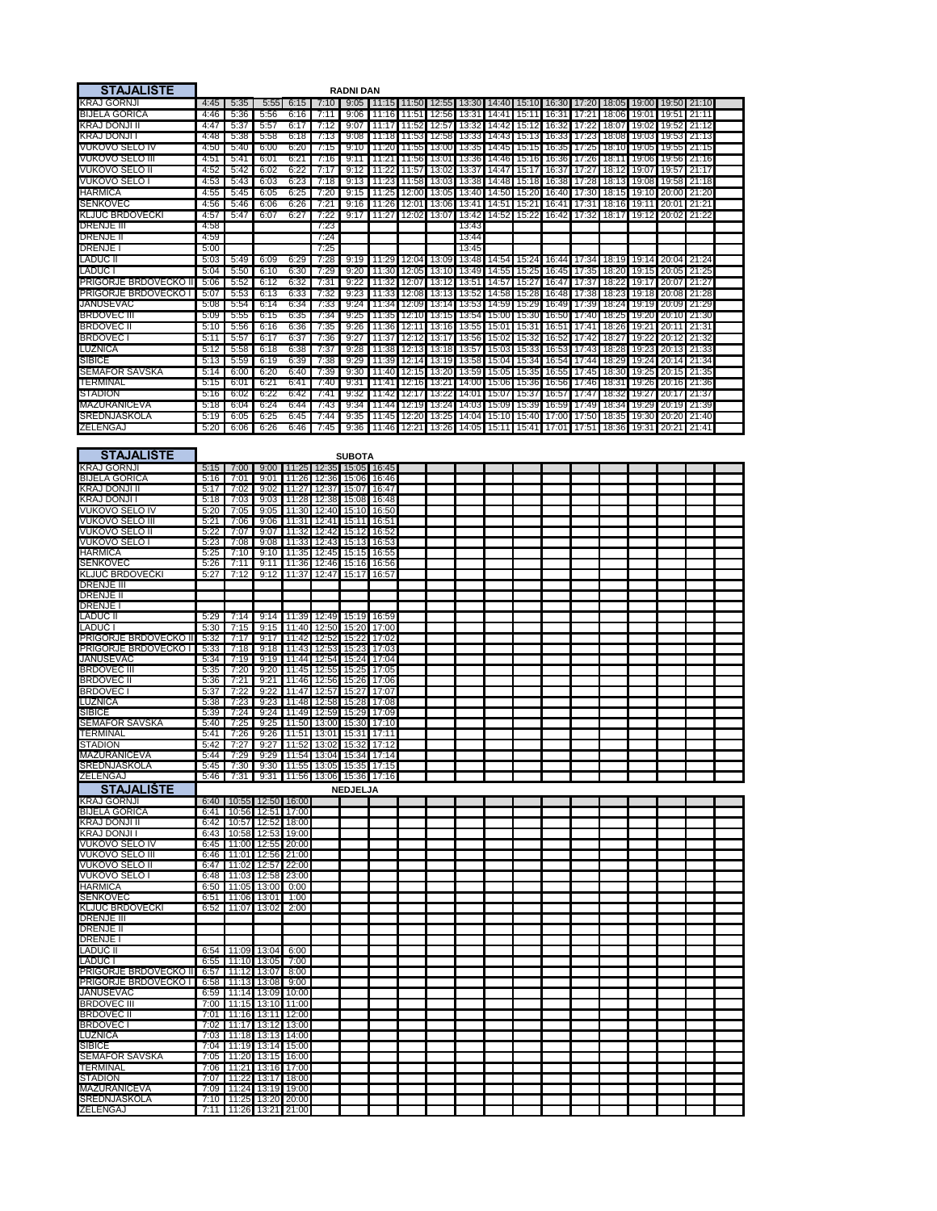| STAJALIŠTE | RADNI DAN | | | | | | | | | | | | | | | | | |
|---|---|---|---|---|---|---|---|---|---|---|---|---|---|---|---|---|---|---|
| KRAJ GORNJI | 4:45 | 5:35 | 5:55 | 6:15 | 7:10 | 9:05 | 11:15 | 11:50 | 12:55 | 13:30 | 14:40 | 15:10 | 16:30 | 17:20 | 18:05 | 19:00 | 19:50 | 21:10 |
| BIJELA GORICA | 4:46 | 5:36 | 5:56 | 6:16 | 7:11 | 9:06 | 11:16 | 11:51 | 12:56 | 13:31 | 14:41 | 15:11 | 16:31 | 17:21 | 18:06 | 19:01 | 19:51 | 21:11 |
| KRAJ DONJI II | 4:47 | 5:37 | 5:57 | 6:17 | 7:12 | 9:07 | 11:17 | 11:52 | 12:57 | 13:32 | 14:42 | 15:12 | 16:32 | 17:22 | 18:07 | 19:02 | 19:52 | 21:12 |
| KRAJ DONJI I | 4:48 | 5:38 | 5:58 | 6:18 | 7:13 | 9:08 | 11:18 | 11:53 | 12:58 | 13:33 | 14:43 | 15:13 | 16:33 | 17:23 | 18:08 | 19:03 | 19:53 | 21:13 |
| VUKOVO SELO IV | 4:50 | 5:40 | 6:00 | 6:20 | 7:15 | 9:10 | 11:20 | 11:55 | 13:00 | 13:35 | 14:45 | 15:15 | 16:35 | 17:25 | 18:10 | 19:05 | 19:55 | 21:15 |
| VUKOVO SELO III | 4:51 | 5:41 | 6:01 | 6:21 | 7:16 | 9:11 | 11:21 | 11:56 | 13:01 | 13:36 | 14:46 | 15:16 | 16:36 | 17:26 | 18:11 | 19:06 | 19:56 | 21:16 |
| VUKOVO SELO II | 4:52 | 5:42 | 6:02 | 6:22 | 7:17 | 9:12 | 11:22 | 11:57 | 13:02 | 13:37 | 14:47 | 15:17 | 16:37 | 17:27 | 18:12 | 19:07 | 19:57 | 21:17 |
| VUKOVO SELO I | 4:53 | 5:43 | 6:03 | 6:23 | 7:18 | 9:13 | 11:23 | 11:58 | 13:03 | 13:38 | 14:48 | 15:18 | 16:38 | 17:28 | 18:13 | 19:08 | 19:58 | 21:18 |
| HARMICA | 4:55 | 5:45 | 6:05 | 6:25 | 7:20 | 9:15 | 11:25 | 12:00 | 13:05 | 13:40 | 14:50 | 15:20 | 16:40 | 17:30 | 18:15 | 19:10 | 20:00 | 21:20 |
| ŠENKOVEC | 4:56 | 5:46 | 6:06 | 6:26 | 7:21 | 9:16 | 11:26 | 12:01 | 13:06 | 13:41 | 14:51 | 15:21 | 16:41 | 17:31 | 18:16 | 19:11 | 20:01 | 21:21 |
| KLJUČ BRDOVEČKI | 4:57 | 5:47 | 6:07 | 6:27 | 7:22 | 9:17 | 11:27 | 12:02 | 13:07 | 13:42 | 14:52 | 15:22 | 16:42 | 17:32 | 18:17 | 19:12 | 20:02 | 21:22 |
| DRENJE III | 4:58 | | | | 7:23 | | | | | 13:43 | | | | | | | | |
| DRENJE II | 4:59 | | | | 7:24 | | | | | 13:44 | | | | | | | | |
| DRENJE I | 5:00 | | | | 7:25 | | | | | 13:45 | | | | | | | | |
| LADUČ II | 5:03 | 5:49 | 6:09 | 6:29 | 7:28 | 9:19 | 11:29 | 12:04 | 13:09 | 13:48 | 14:54 | 15:24 | 16:44 | 17:34 | 18:19 | 19:14 | 20:04 | 21:24 |
| LADUČ I | 5:04 | 5:50 | 6:10 | 6:30 | 7:29 | 9:20 | 11:30 | 12:05 | 13:10 | 13:49 | 14:55 | 15:25 | 16:45 | 17:35 | 18:20 | 19:15 | 20:05 | 21:25 |
| PRIGORJE BRDOVEČKO II | 5:06 | 5:52 | 6:12 | 6:32 | 7:31 | 9:22 | 11:32 | 12:07 | 13:12 | 13:51 | 14:57 | 15:27 | 16:47 | 17:37 | 18:22 | 19:17 | 20:07 | 21:27 |
| PRIGORJE BRDOVEČKO I | 5:07 | 5:53 | 6:13 | 6:33 | 7:32 | 9:23 | 11:33 | 12:08 | 13:13 | 13:52 | 14:58 | 15:28 | 16:48 | 17:38 | 18:23 | 19:18 | 20:08 | 21:28 |
| JANUŠEVAC | 5:08 | 5:54 | 6:14 | 6:34 | 7:33 | 9:24 | 11:34 | 12:09 | 13:14 | 13:53 | 14:59 | 15:29 | 16:49 | 17:39 | 18:24 | 19:19 | 20:09 | 21:29 |
| BRDOVEC III | 5:09 | 5:55 | 6:15 | 6:35 | 7:34 | 9:25 | 11:35 | 12:10 | 13:15 | 13:54 | 15:00 | 15:30 | 16:50 | 17:40 | 18:25 | 19:20 | 20:10 | 21:30 |
| BRDOVEC II | 5:10 | 5:56 | 6:16 | 6:36 | 7:35 | 9:26 | 11:36 | 12:11 | 13:16 | 13:55 | 15:01 | 15:31 | 16:51 | 17:41 | 18:26 | 19:21 | 20:11 | 21:31 |
| BRDOVEC I | 5:11 | 5:57 | 6:17 | 6:37 | 7:36 | 9:27 | 11:37 | 12:12 | 13:17 | 13:56 | 15:02 | 15:32 | 16:52 | 17:42 | 18:27 | 19:22 | 20:12 | 21:32 |
| LUŽNICA | 5:12 | 5:58 | 6:18 | 6:38 | 7:37 | 9:28 | 11:38 | 12:13 | 13:18 | 13:57 | 15:03 | 15:33 | 16:53 | 17:43 | 18:28 | 19:23 | 20:13 | 21:33 |
| ŠIBICE | 5:13 | 5:59 | 6:19 | 6:39 | 7:38 | 9:29 | 11:39 | 12:14 | 13:19 | 13:58 | 15:04 | 15:34 | 16:54 | 17:44 | 18:29 | 19:24 | 20:14 | 21:34 |
| SEMAFOR SAVSKA | 5:14 | 6:00 | 6:20 | 6:40 | 7:39 | 9:30 | 11:40 | 12:15 | 13:20 | 13:59 | 15:05 | 15:35 | 16:55 | 17:45 | 18:30 | 19:25 | 20:15 | 21:35 |
| TERMINAL | 5:15 | 6:01 | 6:21 | 6:41 | 7:40 | 9:31 | 11:41 | 12:16 | 13:21 | 14:00 | 15:06 | 15:36 | 16:56 | 17:46 | 18:31 | 19:26 | 20:16 | 21:36 |
| STADION | 5:16 | 6:02 | 6:22 | 6:42 | 7:41 | 9:32 | 11:42 | 12:17 | 13:22 | 14:01 | 15:07 | 15:37 | 16:57 | 17:47 | 18:32 | 19:27 | 20:17 | 21:37 |
| MAŽURANIĆEVA | 5:18 | 6:04 | 6:24 | 6:44 | 7:43 | 9:34 | 11:44 | 12:19 | 13:24 | 14:03 | 15:09 | 15:39 | 16:59 | 17:49 | 18:34 | 19:29 | 20:19 | 21:39 |
| SREDNJAŠKOLA | 5:19 | 6:05 | 6:25 | 6:45 | 7:44 | 9:35 | 11:45 | 12:20 | 13:25 | 14:04 | 15:10 | 15:40 | 17:00 | 17:50 | 18:35 | 19:30 | 20:20 | 21:40 |
| ZELENGAJ | 5:20 | 6:06 | 6:26 | 6:46 | 7:45 | 9:36 | 11:46 | 12:21 | 13:26 | 14:05 | 15:11 | 15:41 | 17:01 | 17:51 | 18:36 | 19:31 | 20:21 | 21:41 |

| STAJALIŠTE | SUBOTA | | | | | | |
|---|---|---|---|---|---|---|---|
| KRAJ GORNJI | 5:15 | 7:00 | 9:00 | 11:25 | 12:35 | 15:05 | 16:45 |
| BIJELA GORICA | 5:16 | 7:01 | 9:01 | 11:26 | 12:36 | 15:06 | 16:46 |
| KRAJ DONJI II | 5:17 | 7:02 | 9:02 | 11:27 | 12:37 | 15:07 | 16:47 |
| KRAJ DONJI I | 5:18 | 7:03 | 9:03 | 11:28 | 12:38 | 15:08 | 16:48 |
| VUKOVO SELO IV | 5:20 | 7:05 | 9:05 | 11:30 | 12:40 | 15:10 | 16:50 |
| VUKOVO SELO III | 5:21 | 7:06 | 9:06 | 11:31 | 12:41 | 15:11 | 16:51 |
| VUKOVO SELO II | 5:22 | 7:07 | 9:07 | 11:32 | 12:42 | 15:12 | 16:52 |
| VUKOVO SELO I | 5:23 | 7:08 | 9:08 | 11:33 | 12:43 | 15:13 | 16:53 |
| HARMICA | 5:25 | 7:10 | 9:10 | 11:35 | 12:45 | 15:15 | 16:55 |
| ŠENKOVEC | 5:26 | 7:11 | 9:11 | 11:36 | 12:46 | 15:16 | 16:56 |
| KLJUČ BRDOVEČKI | 5:27 | 7:12 | 9:12 | 11:37 | 12:47 | 15:17 | 16:57 |
| DRENJE III | | | | | | | |
| DRENJE II | | | | | | | |
| DRENJE I | | | | | | | |
| LADUČ II | 5:29 | 7:14 | 9:14 | 11:39 | 12:49 | 15:19 | 16:59 |
| LADUČ I | 5:30 | 7:15 | 9:15 | 11:40 | 12:50 | 15:20 | 17:00 |
| PRIGORJE BRDOVEČKO II | 5:32 | 7:17 | 9:17 | 11:42 | 12:52 | 15:22 | 17:02 |
| PRIGORJE BRDOVEČKO I | 5:33 | 7:18 | 9:18 | 11:43 | 12:53 | 15:23 | 17:03 |
| JANUŠEVAC | 5:34 | 7:19 | 9:19 | 11:44 | 12:54 | 15:24 | 17:04 |
| BRDOVEC III | 5:35 | 7:20 | 9:20 | 11:45 | 12:55 | 15:25 | 17:05 |
| BRDOVEC II | 5:36 | 7:21 | 9:21 | 11:46 | 12:56 | 15:26 | 17:06 |
| BRDOVEC I | 5:37 | 7:22 | 9:22 | 11:47 | 12:57 | 15:27 | 17:07 |
| LUŽNICA | 5:38 | 7:23 | 9:23 | 11:48 | 12:58 | 15:28 | 17:08 |
| ŠIBICE | 5:39 | 7:24 | 9:24 | 11:49 | 12:59 | 15:29 | 17:09 |
| SEMAFOR SAVSKA | 5:40 | 7:25 | 9:25 | 11:50 | 13:00 | 15:30 | 17:10 |
| TERMINAL | 5:41 | 7:26 | 9:26 | 11:51 | 13:01 | 15:31 | 17:11 |
| STADION | 5:42 | 7:27 | 9:27 | 11:52 | 13:02 | 15:32 | 17:12 |
| MAŽURANIĆEVA | 5:44 | 7:29 | 9:29 | 11:54 | 13:04 | 15:34 | 17:14 |
| SREDNJAŠKOLA | 5:45 | 7:30 | 9:30 | 11:55 | 13:05 | 15:35 | 17:15 |
| ZELENGAJ | 5:46 | 7:31 | 9:31 | 11:56 | 13:06 | 15:36 | 17:16 |

| STAJALIŠTE | NEDJELJA | | | |
|---|---|---|---|---|
| KRAJ GORNJI | 6:40 | 10:55 | 12:50 | 16:00 |
| BIJELA GORICA | 6:41 | 10:56 | 12:51 | 17:00 |
| KRAJ DONJI II | 6:42 | 10:57 | 12:52 | 18:00 |
| KRAJ DONJI I | 6:43 | 10:58 | 12:53 | 19:00 |
| VUKOVO SELO IV | 6:45 | 11:00 | 12:55 | 20:00 |
| VUKOVO SELO III | 6:46 | 11:01 | 12:56 | 21:00 |
| VUKOVO SELO II | 6:47 | 11:02 | 12:57 | 22:00 |
| VUKOVO SELO I | 6:48 | 11:03 | 12:58 | 23:00 |
| HARMICA | 6:50 | 11:05 | 13:00 | 0:00 |
| ŠENKOVEC | 6:51 | 11:06 | 13:01 | 1:00 |
| KLJUČ BRDOVEČKI | 6:52 | 11:07 | 13:02 | 2:00 |
| DRENJE III | | | | |
| DRENJE II | | | | |
| DRENJE I | | | | |
| LADUČ II | 6:54 | 11:09 | 13:04 | 6:00 |
| LADUČ I | 6:55 | 11:10 | 13:05 | 7:00 |
| PRIGORJE BRDOVEČKO II | 6:57 | 11:12 | 13:07 | 8:00 |
| PRIGORJE BRDOVEČKO I | 6:58 | 11:13 | 13:08 | 9:00 |
| JANUŠEVAC | 6:59 | 11:14 | 13:09 | 10:00 |
| BRDOVEC III | 7:00 | 11:15 | 13:10 | 11:00 |
| BRDOVEC II | 7:01 | 11:16 | 13:11 | 12:00 |
| BRDOVEC I | 7:02 | 11:17 | 13:12 | 13:00 |
| LUŽNICA | 7:03 | 11:18 | 13:13 | 14:00 |
| ŠIBICE | 7:04 | 11:19 | 13:14 | 15:00 |
| SEMAFOR SAVSKA | 7:05 | 11:20 | 13:15 | 16:00 |
| TERMINAL | 7:06 | 11:21 | 13:16 | 17:00 |
| STADION | 7:07 | 11:22 | 13:17 | 18:00 |
| MAŽURANIĆEVA | 7:09 | 11:24 | 13:19 | 19:00 |
| SREDNJAŠKOLA | 7:10 | 11:25 | 13:20 | 20:00 |
| ZELENGAJ | 7:11 | 11:26 | 13:21 | 21:00 |